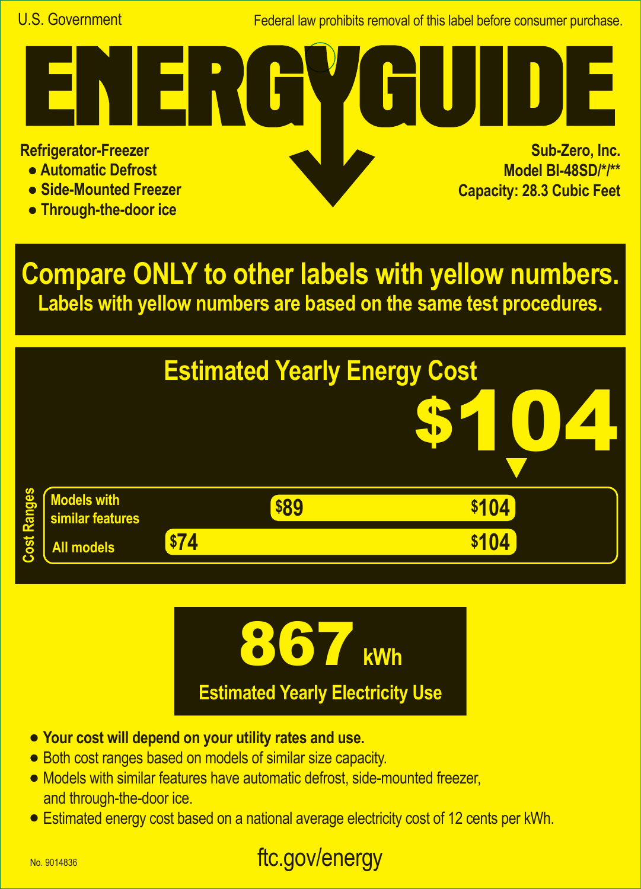U.S. Government

Federal law prohibits removal of this label before consumer purchase.

# ENERGYGUIDE

**Refrigerator-Freezer**

- **Automatic Defrost**
- **Side-Mounted Freezer**
- **Through-the-door ice**

**Sub-Zero, Inc.**
**Model BI-48SD/*/****
**Capacity: 28.3 Cubic Feet**

## Compare ONLY to other labels with yellow numbers.

**Labels with yellow numbers are based on the same test procedures.**

## Estimated Yearly Energy Cost

# $104

**Cost Ranges**

| | Low | High |
| --- | --- | --- |
| Models with similar features | $89 | $104 |
| All models | $74 | $104 |

# 867 kWh

**Estimated Yearly Electricity Use**

- **Your cost will depend on your utility rates and use.**
- Both cost ranges based on models of similar size capacity.
- Models with similar features have automatic defrost, side-mounted freezer, and through-the-door ice.
- Estimated energy cost based on a national average electricity cost of 12 cents per kWh.

No. 9014836

ftc.gov/energy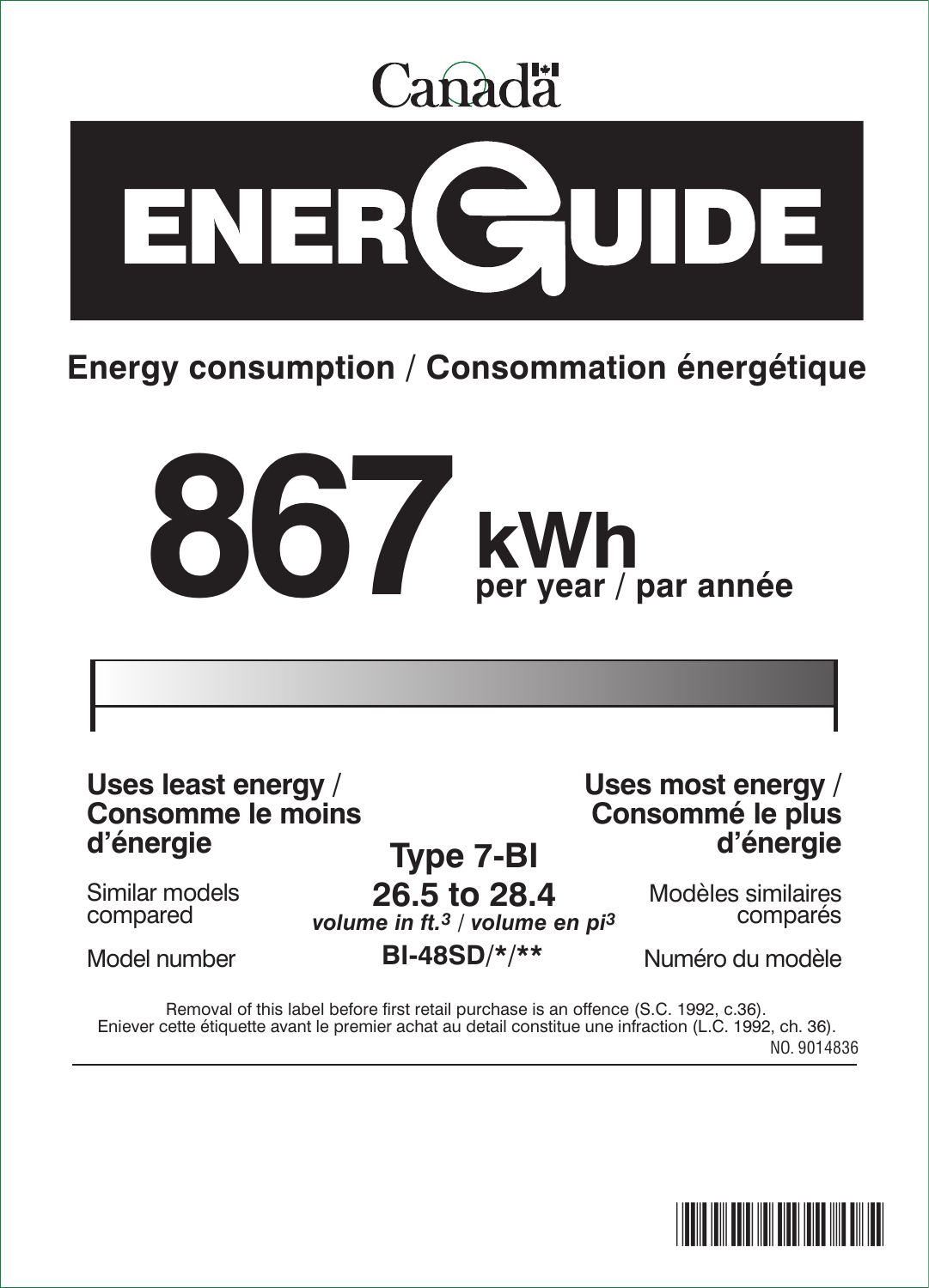Canada

# ENERGUIDE

## Energy consumption / Consommation énergétique

# 867 kWh

**per year / par année**

**Uses least energy / Consomme le moins d'énergie**

**Uses most energy / Consommé le plus d'énergie**

**Type 7-BI**

Similar models compared

**26.5 to 28.4**

*volume in ft.$^3$ / volume en pi$^3$*

Modèles similaires comparés

Model number

**BI-48SD/*/****

Numéro du modèle

Removal of this label before first retail purchase is an offence (S.C. 1992, c.36).
Enlever cette étiquette avant le premier achat au detail constitue une infraction (L.C. 1992, ch. 36).

NO. 9014836